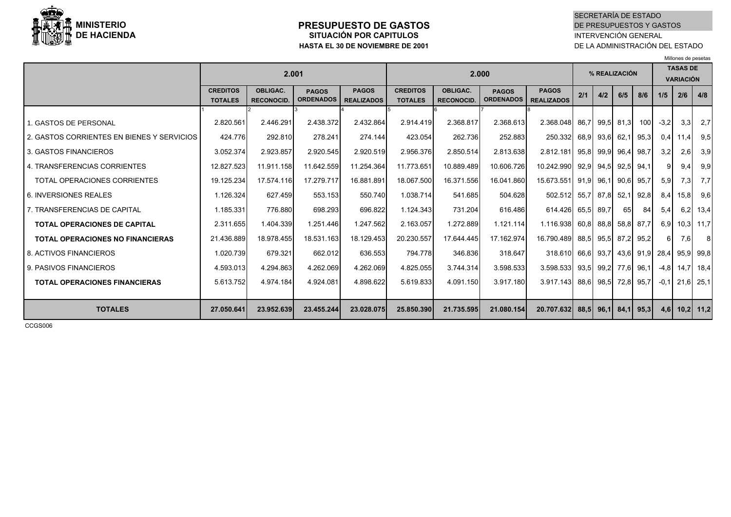**MINISTERIO DE HACIENDA**

# PRESUPUESTO DE GASTOS
## SITUACIÓN POR CAPITULOS
### HASTA EL 30 DE NOVIEMBRE DE 2001

SECRETARÍA DE ESTADO DE PRESUPUESTOS Y GASTOS
INTERVENCIÓN GENERAL DE LA ADMINISTRACIÓN DEL ESTADO

Millones de pesetas

| | 2.001 | | | | 2.000 | | | | % REALIZACIÓN | | | | TASAS DE VARIACIÓN | | |
|---|---|---|---|---|---|---|---|---|---|---|---|---|---|---|---|
| | CREDITOS TOTALES | OBLIGAC. RECONOCID. | PAGOS ORDENADOS | PAGOS REALIZADOS | CREDITOS TOTALES | OBLIGAC. RECONOCID. | PAGOS ORDENADOS | PAGOS REALIZADOS | 2/1 | 4/2 | 6/5 | 8/6 | 1/5 | 2/6 | 4/8 |
| | 1 | 2 | 3 | 4 | 5 | 6 | 7 | 8 | | | | | | | |
| 1. GASTOS DE PERSONAL | 2.820.561 | 2.446.291 | 2.438.372 | 2.432.864 | 2.914.419 | 2.368.817 | 2.368.613 | 2.368.048 | 86,7 | 99,5 | 81,3 | 100 | -3,2 | 3,3 | 2,7 |
| 2. GASTOS CORRIENTES EN BIENES Y SERVICIOS | 424.776 | 292.810 | 278.241 | 274.144 | 423.054 | 262.736 | 252.883 | 250.332 | 68,9 | 93,6 | 62,1 | 95,3 | 0,4 | 11,4 | 9,5 |
| 3. GASTOS FINANCIEROS | 3.052.374 | 2.923.857 | 2.920.545 | 2.920.519 | 2.956.376 | 2.850.514 | 2.813.638 | 2.812.181 | 95,8 | 99,9 | 96,4 | 98,7 | 3,2 | 2,6 | 3,9 |
| 4. TRANSFERENCIAS CORRIENTES | 12.827.523 | 11.911.158 | 11.642.559 | 11.254.364 | 11.773.651 | 10.889.489 | 10.606.726 | 10.242.990 | 92,9 | 94,5 | 92,5 | 94,1 | 9 | 9,4 | 9,9 |
| TOTAL OPERACIONES CORRIENTES | 19.125.234 | 17.574.116 | 17.279.717 | 16.881.891 | 18.067.500 | 16.371.556 | 16.041.860 | 15.673.551 | 91,9 | 96,1 | 90,6 | 95,7 | 5,9 | 7,3 | 7,7 |
| 6. INVERSIONES REALES | 1.126.324 | 627.459 | 553.153 | 550.740 | 1.038.714 | 541.685 | 504.628 | 502.512 | 55,7 | 87,8 | 52,1 | 92,8 | 8,4 | 15,8 | 9,6 |
| 7. TRANSFERENCIAS DE CAPITAL | 1.185.331 | 776.880 | 698.293 | 696.822 | 1.124.343 | 731.204 | 616.486 | 614.426 | 65,5 | 89,7 | 65 | 84 | 5,4 | 6,2 | 13,4 |
| **TOTAL OPERACIONES DE CAPITAL** | 2.311.655 | 1.404.339 | 1.251.446 | 1.247.562 | 2.163.057 | 1.272.889 | 1.121.114 | 1.116.938 | 60,8 | 88,8 | 58,8 | 87,7 | 6,9 | 10,3 | 11,7 |
| **TOTAL OPERACIONES NO FINANCIERAS** | 21.436.889 | 18.978.455 | 18.531.163 | 18.129.453 | 20.230.557 | 17.644.445 | 17.162.974 | 16.790.489 | 88,5 | 95,5 | 87,2 | 95,2 | 6 | 7,6 | 8 |
| 8. ACTIVOS FINANCIEROS | 1.020.739 | 679.321 | 662.012 | 636.553 | 794.778 | 346.836 | 318.647 | 318.610 | 66,6 | 93,7 | 43,6 | 91,9 | 28,4 | 95,9 | 99,8 |
| 9. PASIVOS FINANCIEROS | 4.593.013 | 4.294.863 | 4.262.069 | 4.262.069 | 4.825.055 | 3.744.314 | 3.598.533 | 3.598.533 | 93,5 | 99,2 | 77,6 | 96,1 | -4,8 | 14,7 | 18,4 |
| **TOTAL OPERACIONES FINANCIERAS** | 5.613.752 | 4.974.184 | 4.924.081 | 4.898.622 | 5.619.833 | 4.091.150 | 3.917.180 | 3.917.143 | 88,6 | 98,5 | 72,8 | 95,7 | -0,1 | 21,6 | 25,1 |
| **TOTALES** | **27.050.641** | **23.952.639** | **23.455.244** | **23.028.075** | **25.850.390** | **21.735.595** | **21.080.154** | **20.707.632** | **88,5** | **96,1** | **84,1** | **95,3** | **4,6** | **10,2** | **11,2** |

CCGS006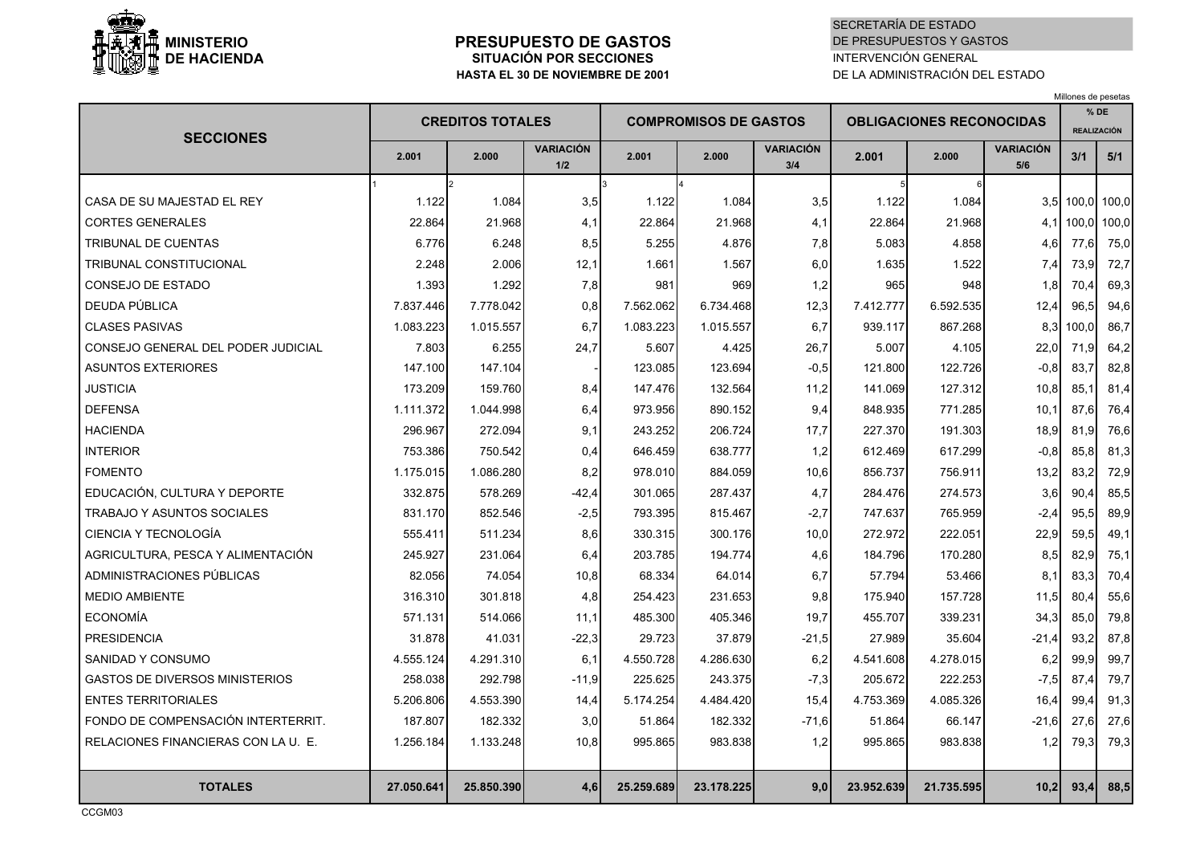MINISTERIO DE HACIENDA

# PRESUPUESTO DE GASTOS

**SITUACIÓN POR SECCIONES**

**HASTA EL 30 DE NOVIEMBRE DE 2001**

SECRETARÍA DE ESTADO
DE PRESUPUESTOS Y GASTOS
INTERVENCIÓN GENERAL
DE LA ADMINISTRACIÓN DEL ESTADO

Millones de pesetas

| SECCIONES | CREDITOS TOTALES | | | COMPROMISOS DE GASTOS | | | OBLIGACIONES RECONOCIDAS | | | % DE REALIZACIÓN | |
|---|---|---|---|---|---|---|---|---|---|---|---|
| | 2.001 | 2.000 | VARIACIÓN 1/2 | 2.001 | 2.000 | VARIACIÓN 3/4 | 2.001 | 2.000 | VARIACIÓN 5/6 | 3/1 | 5/1 |
| | 1 | 2 | | 3 | 4 | | 5 | 6 | | | |
| CASA DE SU MAJESTAD EL REY | 1.122 | 1.084 | 3,5 | 1.122 | 1.084 | 3,5 | 1.122 | 1.084 | 3,5 | 100,0 | 100,0 |
| CORTES GENERALES | 22.864 | 21.968 | 4,1 | 22.864 | 21.968 | 4,1 | 22.864 | 21.968 | 4,1 | 100,0 | 100,0 |
| TRIBUNAL DE CUENTAS | 6.776 | 6.248 | 8,5 | 5.255 | 4.876 | 7,8 | 5.083 | 4.858 | 4,6 | 77,6 | 75,0 |
| TRIBUNAL CONSTITUCIONAL | 2.248 | 2.006 | 12,1 | 1.661 | 1.567 | 6,0 | 1.635 | 1.522 | 7,4 | 73,9 | 72,7 |
| CONSEJO DE ESTADO | 1.393 | 1.292 | 7,8 | 981 | 969 | 1,2 | 965 | 948 | 1,8 | 70,4 | 69,3 |
| DEUDA PÚBLICA | 7.837.446 | 7.778.042 | 0,8 | 7.562.062 | 6.734.468 | 12,3 | 7.412.777 | 6.592.535 | 12,4 | 96,5 | 94,6 |
| CLASES PASIVAS | 1.083.223 | 1.015.557 | 6,7 | 1.083.223 | 1.015.557 | 6,7 | 939.117 | 867.268 | 8,3 | 100,0 | 86,7 |
| CONSEJO GENERAL DEL PODER JUDICIAL | 7.803 | 6.255 | 24,7 | 5.607 | 4.425 | 26,7 | 5.007 | 4.105 | 22,0 | 71,9 | 64,2 |
| ASUNTOS EXTERIORES | 147.100 | 147.104 | - | 123.085 | 123.694 | -0,5 | 121.800 | 122.726 | -0,8 | 83,7 | 82,8 |
| JUSTICIA | 173.209 | 159.760 | 8,4 | 147.476 | 132.564 | 11,2 | 141.069 | 127.312 | 10,8 | 85,1 | 81,4 |
| DEFENSA | 1.111.372 | 1.044.998 | 6,4 | 973.956 | 890.152 | 9,4 | 848.935 | 771.285 | 10,1 | 87,6 | 76,4 |
| HACIENDA | 296.967 | 272.094 | 9,1 | 243.252 | 206.724 | 17,7 | 227.370 | 191.303 | 18,9 | 81,9 | 76,6 |
| INTERIOR | 753.386 | 750.542 | 0,4 | 646.459 | 638.777 | 1,2 | 612.469 | 617.299 | -0,8 | 85,8 | 81,3 |
| FOMENTO | 1.175.015 | 1.086.280 | 8,2 | 978.010 | 884.059 | 10,6 | 856.737 | 756.911 | 13,2 | 83,2 | 72,9 |
| EDUCACIÓN, CULTURA Y DEPORTE | 332.875 | 578.269 | -42,4 | 301.065 | 287.437 | 4,7 | 284.476 | 274.573 | 3,6 | 90,4 | 85,5 |
| TRABAJO Y ASUNTOS SOCIALES | 831.170 | 852.546 | -2,5 | 793.395 | 815.467 | -2,7 | 747.637 | 765.959 | -2,4 | 95,5 | 89,9 |
| CIENCIA Y TECNOLOGÍA | 555.411 | 511.234 | 8,6 | 330.315 | 300.176 | 10,0 | 272.972 | 222.051 | 22,9 | 59,5 | 49,1 |
| AGRICULTURA, PESCA Y ALIMENTACIÓN | 245.927 | 231.064 | 6,4 | 203.785 | 194.774 | 4,6 | 184.796 | 170.280 | 8,5 | 82,9 | 75,1 |
| ADMINISTRACIONES PÚBLICAS | 82.056 | 74.054 | 10,8 | 68.334 | 64.014 | 6,7 | 57.794 | 53.466 | 8,1 | 83,3 | 70,4 |
| MEDIO AMBIENTE | 316.310 | 301.818 | 4,8 | 254.423 | 231.653 | 9,8 | 175.940 | 157.728 | 11,5 | 80,4 | 55,6 |
| ECONOMÍA | 571.131 | 514.066 | 11,1 | 485.300 | 405.346 | 19,7 | 455.707 | 339.231 | 34,3 | 85,0 | 79,8 |
| PRESIDENCIA | 31.878 | 41.031 | -22,3 | 29.723 | 37.879 | -21,5 | 27.989 | 35.604 | -21,4 | 93,2 | 87,8 |
| SANIDAD Y CONSUMO | 4.555.124 | 4.291.310 | 6,1 | 4.550.728 | 4.286.630 | 6,2 | 4.541.608 | 4.278.015 | 6,2 | 99,9 | 99,7 |
| GASTOS DE DIVERSOS MINISTERIOS | 258.038 | 292.798 | -11,9 | 225.625 | 243.375 | -7,3 | 205.672 | 222.253 | -7,5 | 87,4 | 79,7 |
| ENTES TERRITORIALES | 5.206.806 | 4.553.390 | 14,4 | 5.174.254 | 4.484.420 | 15,4 | 4.753.369 | 4.085.326 | 16,4 | 99,4 | 91,3 |
| FONDO DE COMPENSACIÓN INTERTERRIT. | 187.807 | 182.332 | 3,0 | 51.864 | 182.332 | -71,6 | 51.864 | 66.147 | -21,6 | 27,6 | 27,6 |
| RELACIONES FINANCIERAS CON LA U. E. | 1.256.184 | 1.133.248 | 10,8 | 995.865 | 983.838 | 1,2 | 995.865 | 983.838 | 1,2 | 79,3 | 79,3 |
| **TOTALES** | **27.050.641** | **25.850.390** | **4,6** | **25.259.689** | **23.178.225** | **9,0** | **23.952.639** | **21.735.595** | **10,2** | **93,4** | **88,5** |

CCGM03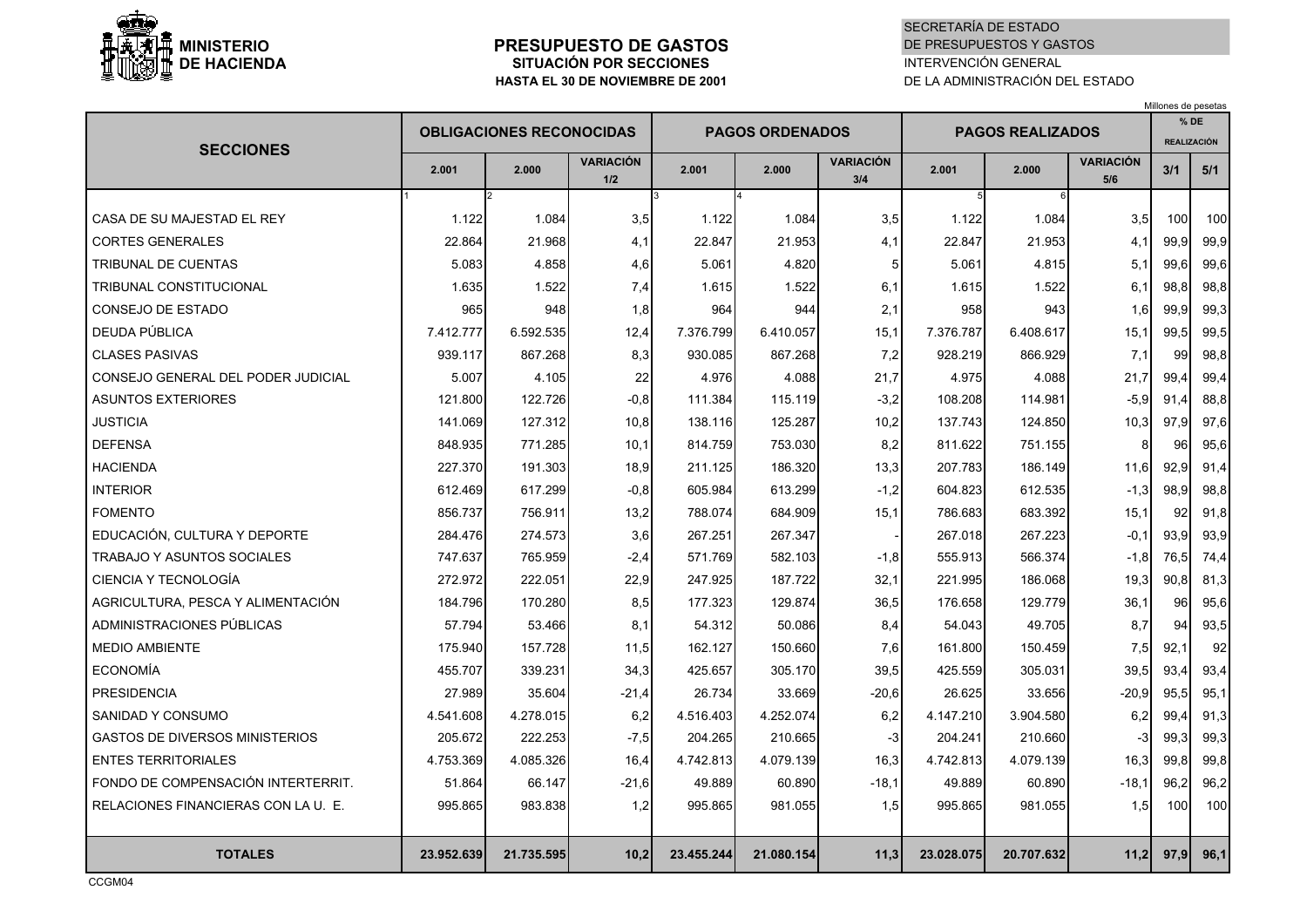**MINISTERIO DE HACIENDA**

# PRESUPUESTO DE GASTOS

## SITUACIÓN POR SECCIONES

### HASTA EL 30 DE NOVIEMBRE DE 2001

SECRETARÍA DE ESTADO
DE PRESUPUESTOS Y GASTOS
INTERVENCIÓN GENERAL
DE LA ADMINISTRACIÓN DEL ESTADO

Millones de pesetas

| SECCIONES | OBLIGACIONES RECONOCIDAS | | | PAGOS ORDENADOS | | | PAGOS REALIZADOS | | | % DE REALIZACIÓN | |
|---|---|---|---|---|---|---|---|---|---|---|---|
| | 2.001 | 2.000 | VARIACIÓN 1/2 | 2.001 | 2.000 | VARIACIÓN 3/4 | 2.001 | 2.000 | VARIACIÓN 5/6 | 3/1 | 5/1 |
| | 1 | 2 | | 3 | 4 | | 5 | 6 | | | |
| CASA DE SU MAJESTAD EL REY | 1.122 | 1.084 | 3,5 | 1.122 | 1.084 | 3,5 | 1.122 | 1.084 | 3,5 | 100 | 100 |
| CORTES GENERALES | 22.864 | 21.968 | 4,1 | 22.847 | 21.953 | 4,1 | 22.847 | 21.953 | 4,1 | 99,9 | 99,9 |
| TRIBUNAL DE CUENTAS | 5.083 | 4.858 | 4,6 | 5.061 | 4.820 | 5 | 5.061 | 4.815 | 5,1 | 99,6 | 99,6 |
| TRIBUNAL CONSTITUCIONAL | 1.635 | 1.522 | 7,4 | 1.615 | 1.522 | 6,1 | 1.615 | 1.522 | 6,1 | 98,8 | 98,8 |
| CONSEJO DE ESTADO | 965 | 948 | 1,8 | 964 | 944 | 2,1 | 958 | 943 | 1,6 | 99,9 | 99,3 |
| DEUDA PÚBLICA | 7.412.777 | 6.592.535 | 12,4 | 7.376.799 | 6.410.057 | 15,1 | 7.376.787 | 6.408.617 | 15,1 | 99,5 | 99,5 |
| CLASES PASIVAS | 939.117 | 867.268 | 8,3 | 930.085 | 867.268 | 7,2 | 928.219 | 866.929 | 7,1 | 99 | 98,8 |
| CONSEJO GENERAL DEL PODER JUDICIAL | 5.007 | 4.105 | 22 | 4.976 | 4.088 | 21,7 | 4.975 | 4.088 | 21,7 | 99,4 | 99,4 |
| ASUNTOS EXTERIORES | 121.800 | 122.726 | -0,8 | 111.384 | 115.119 | -3,2 | 108.208 | 114.981 | -5,9 | 91,4 | 88,8 |
| JUSTICIA | 141.069 | 127.312 | 10,8 | 138.116 | 125.287 | 10,2 | 137.743 | 124.850 | 10,3 | 97,9 | 97,6 |
| DEFENSA | 848.935 | 771.285 | 10,1 | 814.759 | 753.030 | 8,2 | 811.622 | 751.155 | 8 | 96 | 95,6 |
| HACIENDA | 227.370 | 191.303 | 18,9 | 211.125 | 186.320 | 13,3 | 207.783 | 186.149 | 11,6 | 92,9 | 91,4 |
| INTERIOR | 612.469 | 617.299 | -0,8 | 605.984 | 613.299 | -1,2 | 604.823 | 612.535 | -1,3 | 98,9 | 98,8 |
| FOMENTO | 856.737 | 756.911 | 13,2 | 788.074 | 684.909 | 15,1 | 786.683 | 683.392 | 15,1 | 92 | 91,8 |
| EDUCACIÓN, CULTURA Y DEPORTE | 284.476 | 274.573 | 3,6 | 267.251 | 267.347 | - | 267.018 | 267.223 | -0,1 | 93,9 | 93,9 |
| TRABAJO Y ASUNTOS SOCIALES | 747.637 | 765.959 | -2,4 | 571.769 | 582.103 | -1,8 | 555.913 | 566.374 | -1,8 | 76,5 | 74,4 |
| CIENCIA Y TECNOLOGÍA | 272.972 | 222.051 | 22,9 | 247.925 | 187.722 | 32,1 | 221.995 | 186.068 | 19,3 | 90,8 | 81,3 |
| AGRICULTURA, PESCA Y ALIMENTACIÓN | 184.796 | 170.280 | 8,5 | 177.323 | 129.874 | 36,5 | 176.658 | 129.779 | 36,1 | 96 | 95,6 |
| ADMINISTRACIONES PÚBLICAS | 57.794 | 53.466 | 8,1 | 54.312 | 50.086 | 8,4 | 54.043 | 49.705 | 8,7 | 94 | 93,5 |
| MEDIO AMBIENTE | 175.940 | 157.728 | 11,5 | 162.127 | 150.660 | 7,6 | 161.800 | 150.459 | 7,5 | 92,1 | 92 |
| ECONOMÍA | 455.707 | 339.231 | 34,3 | 425.657 | 305.170 | 39,5 | 425.559 | 305.031 | 39,5 | 93,4 | 93,4 |
| PRESIDENCIA | 27.989 | 35.604 | -21,4 | 26.734 | 33.669 | -20,6 | 26.625 | 33.656 | -20,9 | 95,5 | 95,1 |
| SANIDAD Y CONSUMO | 4.541.608 | 4.278.015 | 6,2 | 4.516.403 | 4.252.074 | 6,2 | 4.147.210 | 3.904.580 | 6,2 | 99,4 | 91,3 |
| GASTOS DE DIVERSOS MINISTERIOS | 205.672 | 222.253 | -7,5 | 204.265 | 210.665 | -3 | 204.241 | 210.660 | -3 | 99,3 | 99,3 |
| ENTES TERRITORIALES | 4.753.369 | 4.085.326 | 16,4 | 4.742.813 | 4.079.139 | 16,3 | 4.742.813 | 4.079.139 | 16,3 | 99,8 | 99,8 |
| FONDO DE COMPENSACIÓN INTERTERRIT. | 51.864 | 66.147 | -21,6 | 49.889 | 60.890 | -18,1 | 49.889 | 60.890 | -18,1 | 96,2 | 96,2 |
| RELACIONES FINANCIERAS CON LA U. E. | 995.865 | 983.838 | 1,2 | 995.865 | 981.055 | 1,5 | 995.865 | 981.055 | 1,5 | 100 | 100 |
| **TOTALES** | **23.952.639** | **21.735.595** | **10,2** | **23.455.244** | **21.080.154** | **11,3** | **23.028.075** | **20.707.632** | **11,2** | **97,9** | **96,1** |

CCGM04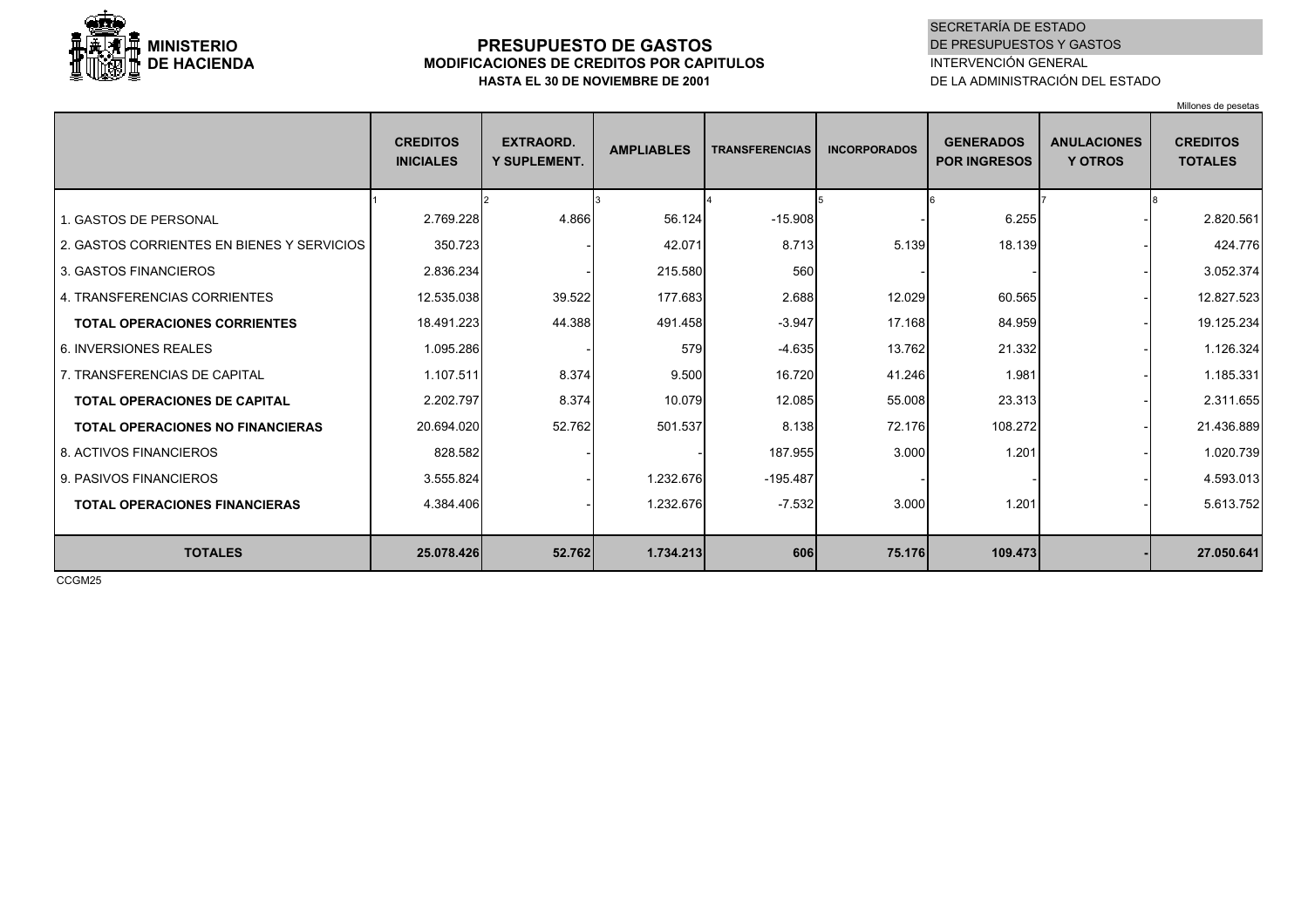MINISTERIO DE HACIENDA

# PRESUPUESTO DE GASTOS
## MODIFICACIONES DE CREDITOS POR CAPITULOS
### HASTA EL 30 DE NOVIEMBRE DE 2001

SECRETARÍA DE ESTADO DE PRESUPUESTOS Y GASTOS
INTERVENCIÓN GENERAL DE LA ADMINISTRACIÓN DEL ESTADO

Millones de pesetas

| | CREDITOS INICIALES | EXTRAORD. Y SUPLEMENT. | AMPLIABLES | TRANSFERENCIAS | INCORPORADOS | GENERADOS POR INGRESOS | ANULACIONES Y OTROS | CREDITOS TOTALES |
|---|---|---|---|---|---|---|---|---|
| | 1 | 2 | 3 | 4 | 5 | 6 | 7 | 8 |
| 1. GASTOS DE PERSONAL | 2.769.228 | 4.866 | 56.124 | -15.908 | - | 6.255 | - | 2.820.561 |
| 2. GASTOS CORRIENTES EN BIENES Y SERVICIOS | 350.723 | - | 42.071 | 8.713 | 5.139 | 18.139 | - | 424.776 |
| 3. GASTOS FINANCIEROS | 2.836.234 | - | 215.580 | 560 | - | - | - | 3.052.374 |
| 4. TRANSFERENCIAS CORRIENTES | 12.535.038 | 39.522 | 177.683 | 2.688 | 12.029 | 60.565 | - | 12.827.523 |
| **TOTAL OPERACIONES CORRIENTES** | 18.491.223 | 44.388 | 491.458 | -3.947 | 17.168 | 84.959 | - | 19.125.234 |
| 6. INVERSIONES REALES | 1.095.286 | - | 579 | -4.635 | 13.762 | 21.332 | - | 1.126.324 |
| 7. TRANSFERENCIAS DE CAPITAL | 1.107.511 | 8.374 | 9.500 | 16.720 | 41.246 | 1.981 | - | 1.185.331 |
| **TOTAL OPERACIONES DE CAPITAL** | 2.202.797 | 8.374 | 10.079 | 12.085 | 55.008 | 23.313 | - | 2.311.655 |
| **TOTAL OPERACIONES NO FINANCIERAS** | 20.694.020 | 52.762 | 501.537 | 8.138 | 72.176 | 108.272 | - | 21.436.889 |
| 8. ACTIVOS FINANCIEROS | 828.582 | - | - | 187.955 | 3.000 | 1.201 | - | 1.020.739 |
| 9. PASIVOS FINANCIEROS | 3.555.824 | - | 1.232.676 | -195.487 | - | - | - | 4.593.013 |
| **TOTAL OPERACIONES FINANCIERAS** | 4.384.406 | - | 1.232.676 | -7.532 | 3.000 | 1.201 | - | 5.613.752 |
| **TOTALES** | **25.078.426** | **52.762** | **1.734.213** | **606** | **75.176** | **109.473** | **-** | **27.050.641** |

CCGM25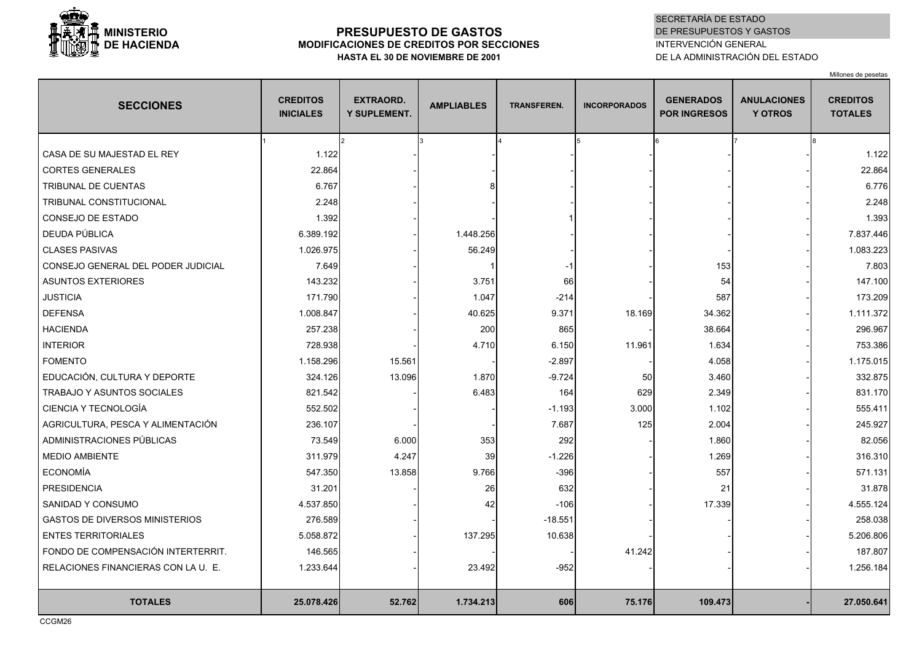MINISTERIO DE HACIENDA

# PRESUPUESTO DE GASTOS

## MODIFICACIONES DE CREDITOS POR SECCIONES

### HASTA EL 30 DE NOVIEMBRE DE 2001

SECRETARÍA DE ESTADO
DE PRESUPUESTOS Y GASTOS
INTERVENCIÓN GENERAL
DE LA ADMINISTRACIÓN DEL ESTADO

Millones de pesetas

| SECCIONES | CREDITOS INICIALES | EXTRAORD. Y SUPLEMENT. | AMPLIABLES | TRANSFEREN. | INCORPORADOS | GENERADOS POR INGRESOS | ANULACIONES Y OTROS | CREDITOS TOTALES |
|---|---|---|---|---|---|---|---|---|
| | 1 | 2 | 3 | 4 | 5 | 6 | 7 | 8 |
| CASA DE SU MAJESTAD EL REY | 1.122 | - | - | - | - | - | - | 1.122 |
| CORTES GENERALES | 22.864 | - | - | - | - | - | - | 22.864 |
| TRIBUNAL DE CUENTAS | 6.767 | - | 8 | - | - | - | - | 6.776 |
| TRIBUNAL CONSTITUCIONAL | 2.248 | - | - | - | - | - | - | 2.248 |
| CONSEJO DE ESTADO | 1.392 | - | - | 1 | - | - | - | 1.393 |
| DEUDA PÚBLICA | 6.389.192 | - | 1.448.256 | - | - | - | - | 7.837.446 |
| CLASES PASIVAS | 1.026.975 | - | 56.249 | - | - | - | - | 1.083.223 |
| CONSEJO GENERAL DEL PODER JUDICIAL | 7.649 | - | 1 | -1 | - | 153 | - | 7.803 |
| ASUNTOS EXTERIORES | 143.232 | - | 3.751 | 66 | - | 54 | - | 147.100 |
| JUSTICIA | 171.790 | - | 1.047 | -214 | - | 587 | - | 173.209 |
| DEFENSA | 1.008.847 | - | 40.625 | 9.371 | 18.169 | 34.362 | - | 1.111.372 |
| HACIENDA | 257.238 | - | 200 | 865 | - | 38.664 | - | 296.967 |
| INTERIOR | 728.938 | - | 4.710 | 6.150 | 11.961 | 1.634 | - | 753.386 |
| FOMENTO | 1.158.296 | 15.561 | - | -2.897 | - | 4.058 | - | 1.175.015 |
| EDUCACIÓN, CULTURA Y DEPORTE | 324.126 | 13.096 | 1.870 | -9.724 | 50 | 3.460 | - | 332.875 |
| TRABAJO Y ASUNTOS SOCIALES | 821.542 | - | 6.483 | 164 | 629 | 2.349 | - | 831.170 |
| CIENCIA Y TECNOLOGÍA | 552.502 | - | - | -1.193 | 3.000 | 1.102 | - | 555.411 |
| AGRICULTURA, PESCA Y ALIMENTACIÓN | 236.107 | - | - | 7.687 | 125 | 2.004 | - | 245.927 |
| ADMINISTRACIONES PÚBLICAS | 73.549 | 6.000 | 353 | 292 | - | 1.860 | - | 82.056 |
| MEDIO AMBIENTE | 311.979 | 4.247 | 39 | -1.226 | - | 1.269 | - | 316.310 |
| ECONOMÍA | 547.350 | 13.858 | 9.766 | -396 | - | 557 | - | 571.131 |
| PRESIDENCIA | 31.201 | - | 26 | 632 | - | 21 | - | 31.878 |
| SANIDAD Y CONSUMO | 4.537.850 | - | 42 | -106 | - | 17.339 | - | 4.555.124 |
| GASTOS DE DIVERSOS MINISTERIOS | 276.589 | - | - | -18.551 | - | - | - | 258.038 |
| ENTES TERRITORIALES | 5.058.872 | - | 137.295 | 10.638 | - | - | - | 5.206.806 |
| FONDO DE COMPENSACIÓN INTERTERRIT. | 146.565 | - | - | - | 41.242 | - | - | 187.807 |
| RELACIONES FINANCIERAS CON LA U. E. | 1.233.644 | - | 23.492 | -952 | - | - | - | 1.256.184 |
| **TOTALES** | **25.078.426** | **52.762** | **1.734.213** | **606** | **75.176** | **109.473** | **-** | **27.050.641** |

CCGM26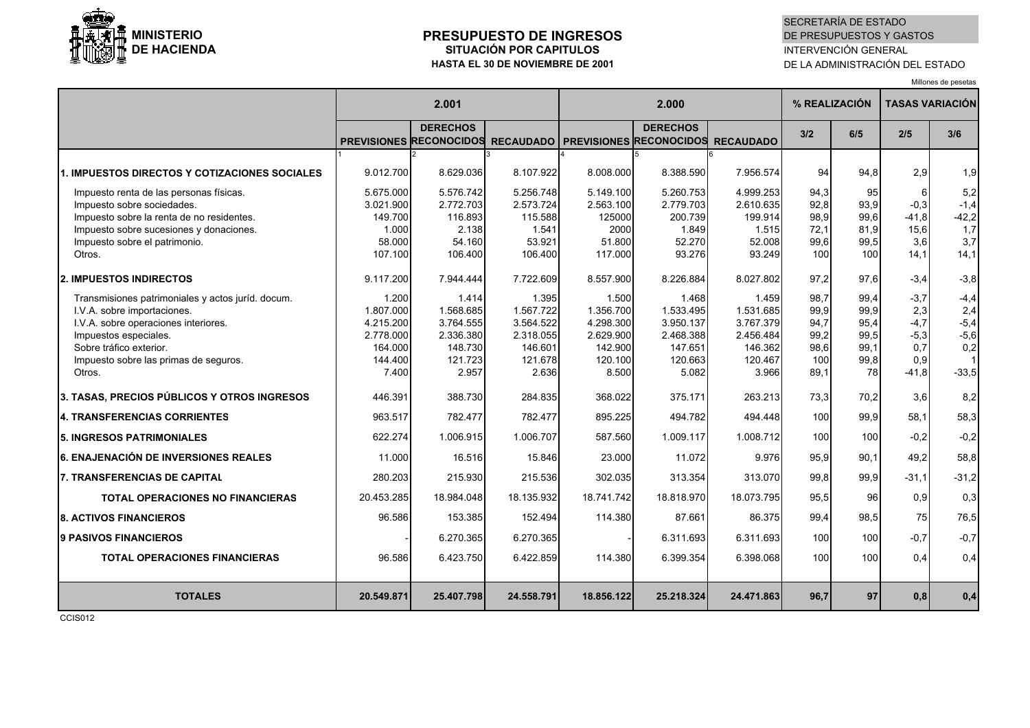MINISTERIO DE HACIENDA

# PRESUPUESTO DE INGRESOS

## SITUACIÓN POR CAPITULOS

### HASTA EL 30 DE NOVIEMBRE DE 2001

SECRETARÍA DE ESTADO DE PRESUPUESTOS Y GASTOS
INTERVENCIÓN GENERAL DE LA ADMINISTRACIÓN DEL ESTADO

Millones de pesetas

| | 2.001 | | | 2.000 | | | % REALIZACIÓN | | TASAS VARIACIÓN | |
|---|---|---|---|---|---|---|---|---|---|---|
| | PREVISIONES | DERECHOS RECONOCIDOS | RECAUDADO | PREVISIONES | DERECHOS RECONOCIDOS | RECAUDADO | 3/2 | 6/5 | 2/5 | 3/6 |
| | 1 | 2 | 3 | 4 | 5 | 6 | | | | |
| **1. IMPUESTOS DIRECTOS Y COTIZACIONES SOCIALES** | 9.012.700 | 8.629.036 | 8.107.922 | 8.008.000 | 8.388.590 | 7.956.574 | 94 | 94,8 | 2,9 | 1,9 |
| Impuesto renta de las personas físicas. | 5.675.000 | 5.576.742 | 5.256.748 | 5.149.100 | 5.260.753 | 4.999.253 | 94,3 | 95 | 6 | 5,2 |
| Impuesto sobre sociedades. | 3.021.900 | 2.772.703 | 2.573.724 | 2.563.100 | 2.779.703 | 2.610.635 | 92,8 | 93,9 | -0,3 | -1,4 |
| Impuesto sobre la renta de no residentes. | 149.700 | 116.893 | 115.588 | 125000 | 200.739 | 199.914 | 98,9 | 99,6 | -41,8 | -42,2 |
| Impuesto sobre sucesiones y donaciones. | 1.000 | 2.138 | 1.541 | 2000 | 1.849 | 1.515 | 72,1 | 81,9 | 15,6 | 1,7 |
| Impuesto sobre el patrimonio. | 58.000 | 54.160 | 53.921 | 51.800 | 52.270 | 52.008 | 99,6 | 99,5 | 3,6 | 3,7 |
| Otros. | 107.100 | 106.400 | 106.400 | 117.000 | 93.276 | 93.249 | 100 | 100 | 14,1 | 14,1 |
| **2. IMPUESTOS INDIRECTOS** | 9.117.200 | 7.944.444 | 7.722.609 | 8.557.900 | 8.226.884 | 8.027.802 | 97,2 | 97,6 | -3,4 | -3,8 |
| Transmisiones patrimoniales y actos juríd. docum. | 1.200 | 1.414 | 1.395 | 1.500 | 1.468 | 1.459 | 98,7 | 99,4 | -3,7 | -4,4 |
| I.V.A. sobre importaciones. | 1.807.000 | 1.568.685 | 1.567.722 | 1.356.700 | 1.533.495 | 1.531.685 | 99,9 | 99,9 | 2,3 | 2,4 |
| I.V.A. sobre operaciones interiores. | 4.215.200 | 3.764.555 | 3.564.522 | 4.298.300 | 3.950.137 | 3.767.379 | 94,7 | 95,4 | -4,7 | -5,4 |
| Impuestos especiales. | 2.778.000 | 2.336.380 | 2.318.055 | 2.629.900 | 2.468.388 | 2.456.484 | 99,2 | 99,5 | -5,3 | -5,6 |
| Sobre tráfico exterior. | 164.000 | 148.730 | 146.601 | 142.900 | 147.651 | 146.362 | 98,6 | 99,1 | 0,7 | 0,2 |
| Impuesto sobre las primas de seguros. | 144.400 | 121.723 | 121.678 | 120.100 | 120.663 | 120.467 | 100 | 99,8 | 0,9 | 1 |
| Otros. | 7.400 | 2.957 | 2.636 | 8.500 | 5.082 | 3.966 | 89,1 | 78 | -41,8 | -33,5 |
| **3. TASAS, PRECIOS PÚBLICOS Y OTROS INGRESOS** | 446.391 | 388.730 | 284.835 | 368.022 | 375.171 | 263.213 | 73,3 | 70,2 | 3,6 | 8,2 |
| **4. TRANSFERENCIAS CORRIENTES** | 963.517 | 782.477 | 782.477 | 895.225 | 494.782 | 494.448 | 100 | 99,9 | 58,1 | 58,3 |
| **5. INGRESOS PATRIMONIALES** | 622.274 | 1.006.915 | 1.006.707 | 587.560 | 1.009.117 | 1.008.712 | 100 | 100 | -0,2 | -0,2 |
| **6. ENAJENACIÓN DE INVERSIONES REALES** | 11.000 | 16.516 | 15.846 | 23.000 | 11.072 | 9.976 | 95,9 | 90,1 | 49,2 | 58,8 |
| **7. TRANSFERENCIAS DE CAPITAL** | 280.203 | 215.930 | 215.536 | 302.035 | 313.354 | 313.070 | 99,8 | 99,9 | -31,1 | -31,2 |
| **TOTAL OPERACIONES NO FINANCIERAS** | 20.453.285 | 18.984.048 | 18.135.932 | 18.741.742 | 18.818.970 | 18.073.795 | 95,5 | 96 | 0,9 | 0,3 |
| **8. ACTIVOS FINANCIEROS** | 96.586 | 153.385 | 152.494 | 114.380 | 87.661 | 86.375 | 99,4 | 98,5 | 75 | 76,5 |
| **9 PASIVOS FINANCIEROS** | - | 6.270.365 | 6.270.365 | - | 6.311.693 | 6.311.693 | 100 | 100 | -0,7 | -0,7 |
| **TOTAL OPERACIONES FINANCIERAS** | 96.586 | 6.423.750 | 6.422.859 | 114.380 | 6.399.354 | 6.398.068 | 100 | 100 | 0,4 | 0,4 |
| **TOTALES** | **20.549.871** | **25.407.798** | **24.558.791** | **18.856.122** | **25.218.324** | **24.471.863** | **96,7** | **97** | **0,8** | **0,4** |

CCIS012